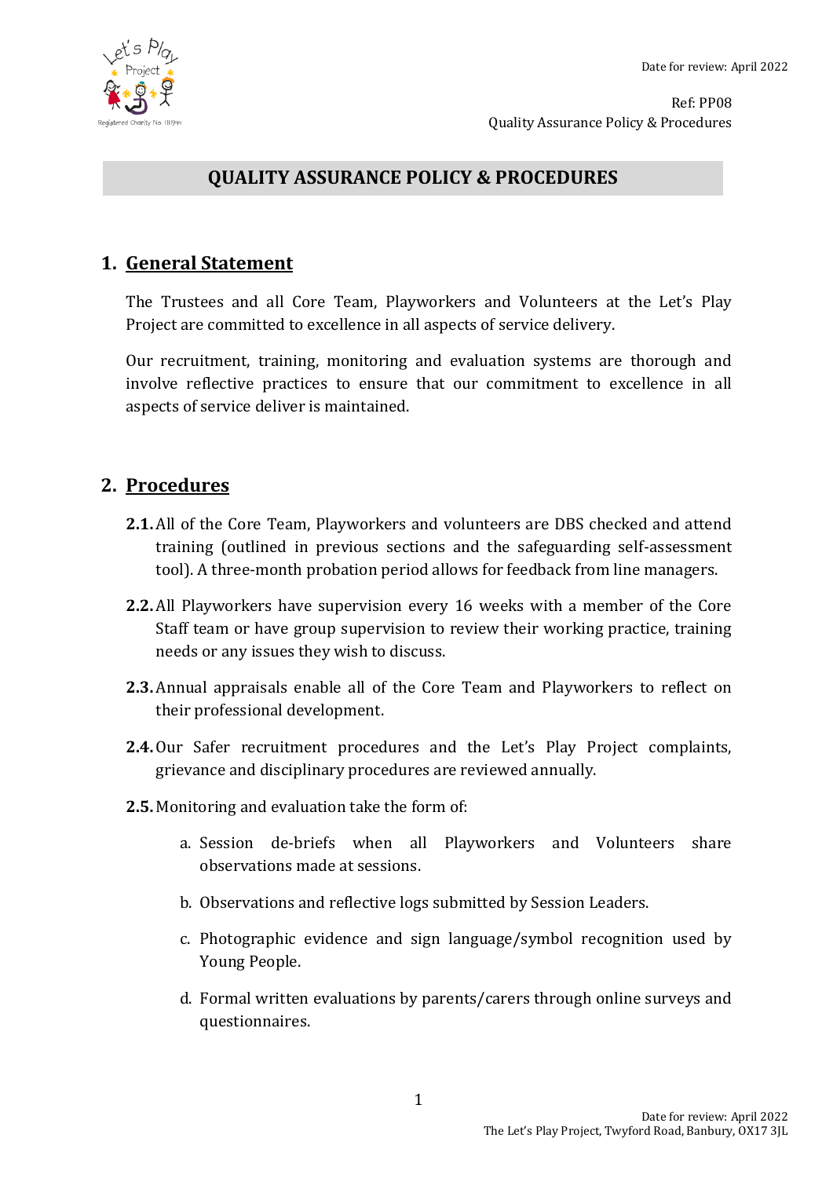# QUALITY ASSURANCE POLICY & PROCEDURES

## 1. General Statement

The Trustees and all Core Team, Playworkers and Volunteers at the Let's Play Project are committed to excellence in all aspects of service delivery.

Our recruitment, training, monitoring and evaluation systems are thorough and involve reflective practices to ensure that our commitment to excellence in all aspects of service deliver is maintained.

## 2. Procedures

**2.1.** All of the Core Team, Playworkers and volunteers are DBS checked and attend training (outlined in previous sections and the safeguarding self-assessment tool). A three-month probation period allows for feedback from line managers.

**2.2.** All Playworkers have supervision every 16 weeks with a member of the Core Staff team or have group supervision to review their working practice, training needs or any issues they wish to discuss.

**2.3.** Annual appraisals enable all of the Core Team and Playworkers to reflect on their professional development.

**2.4.** Our Safer recruitment procedures and the Let's Play Project complaints, grievance and disciplinary procedures are reviewed annually.

**2.5.** Monitoring and evaluation take the form of:

a. Session de-briefs when all Playworkers and Volunteers share observations made at sessions.

b. Observations and reflective logs submitted by Session Leaders.

c. Photographic evidence and sign language/symbol recognition used by Young People.

d. Formal written evaluations by parents/carers through online surveys and questionnaires.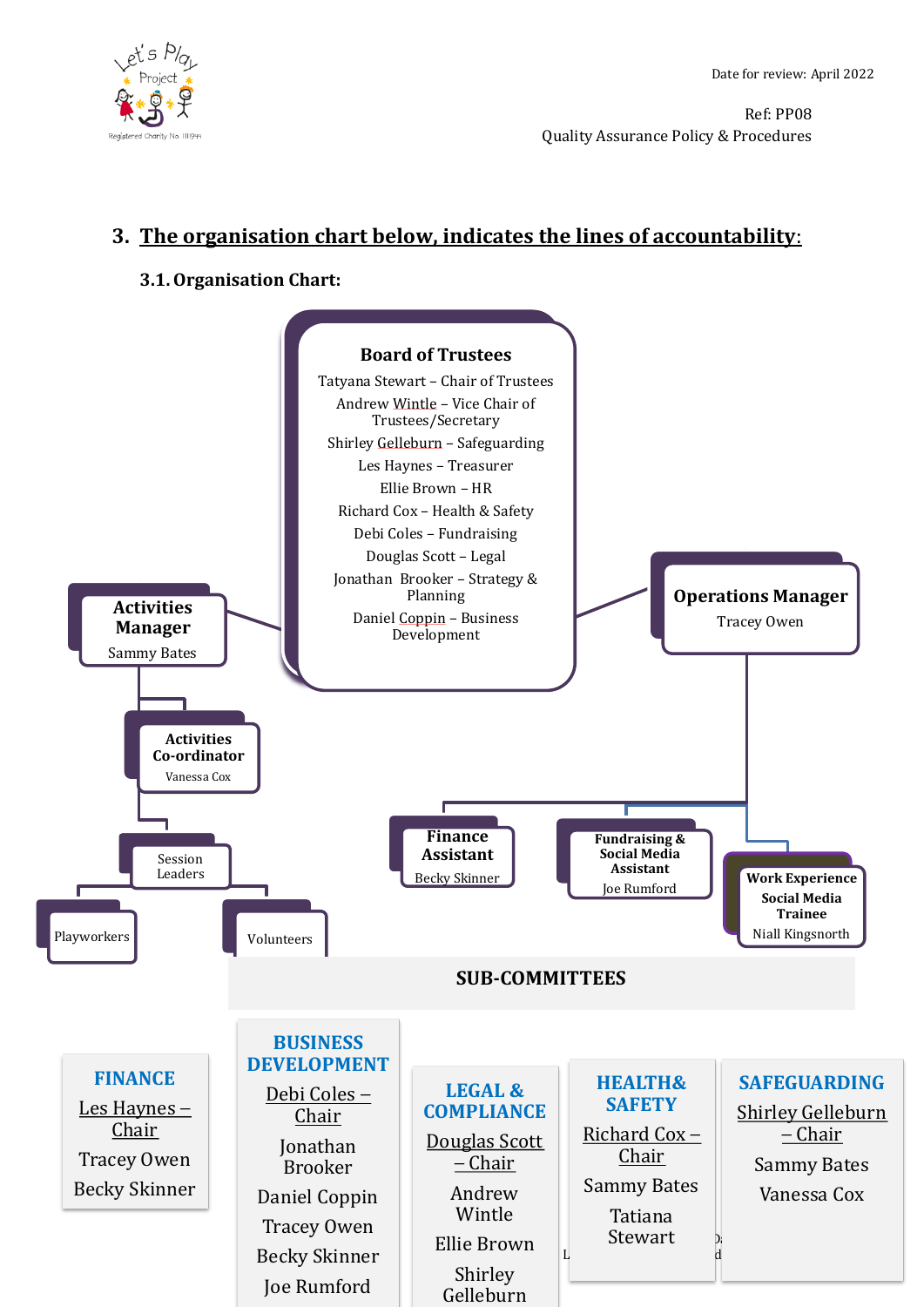## 3. The organisation chart below, indicates the lines of accountability:

### 3.1. Organisation Chart:

**Board of Trustees**

Tatyana Stewart – Chair of Trustees

Andrew Wintle – Vice Chair of Trustees/Secretary

Shirley Gelleburn – Safeguarding

Les Haynes – Treasurer

Ellie Brown – HR

Richard Cox – Health & Safety

Debi Coles – Fundraising

Douglas Scott – Legal

Jonathan Brooker – Strategy & Planning

Daniel Coppin – Business Development

**Activities Manager**
Sammy Bates

- **Activities Co-ordinator**
  Vanessa Cox
  - Session Leaders
    - Playworkers
    - Volunteers

**Operations Manager**
Tracey Owen

- **Finance Assistant**
  Becky Skinner
- **Fundraising & Social Media Assistant**
  Joe Rumford
- **Work Experience Social Media Trainee**
  Niall Kingsnorth

**SUB-COMMITTEES**

**FINANCE**
- Les Haynes – Chair
- Tracey Owen
- Becky Skinner

**BUSINESS DEVELOPMENT**
- Debi Coles – Chair
- Jonathan Brooker
- Daniel Coppin
- Tracey Owen
- Becky Skinner
- Joe Rumford

**LEGAL & COMPLIANCE**
- Douglas Scott – Chair
- Andrew Wintle
- Ellie Brown
- Shirley Gelleburn

**HEALTH& SAFETY**
- Richard Cox – Chair
- Sammy Bates
- Tatiana Stewart

**SAFEGUARDING**
- Shirley Gelleburn – Chair
- Sammy Bates
- Vanessa Cox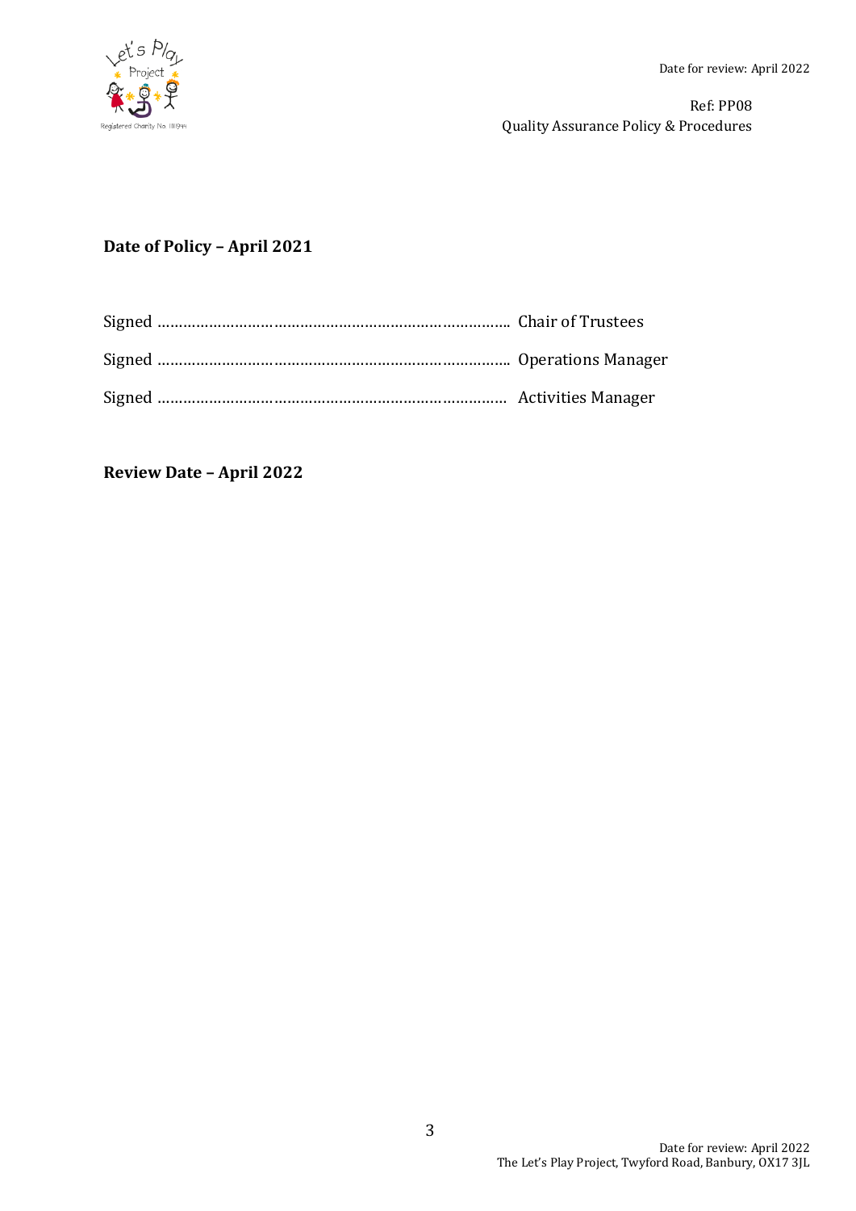**Date of Policy – April 2021**

Signed ………………………………………………………………………. Chair of Trustees

Signed ………………………………………………………………………. Operations Manager

Signed ……………………………………………………………………… Activities Manager

**Review Date – April 2022**